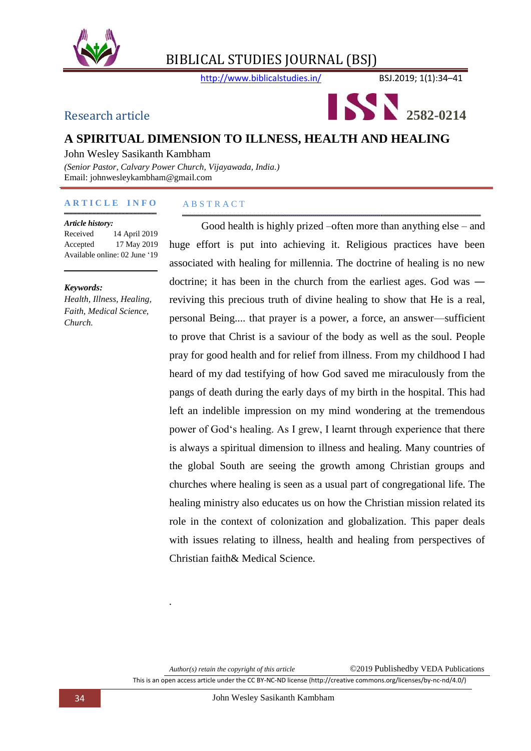Research article

# A SPIRITUAL DIMENSION TO ILLNESS, HEALTH AND HEALING

John Wesley Sasikanth Kambham

*(Senior Pastor, Calvary Power Church, Vijayawada, India.)*

Email: johnwesleykambham@gmail.com

**ARTICLE INFO**

***Article history:***

Received 14 April 2019

Accepted 17 May 2019

Available online: 02 June '19

***Keywords:***

*Health, Illness, Healing, Faith, Medical Science, Church.*

**ABSTRACT**

Good health is highly prized –often more than anything else – and huge effort is put into achieving it. Religious practices have been associated with healing for millennia. The doctrine of healing is no new doctrine; it has been in the church from the earliest ages. God was — reviving this precious truth of divine healing to show that He is a real, personal Being.... that prayer is a power, a force, an answer—sufficient to prove that Christ is a saviour of the body as well as the soul. People pray for good health and for relief from illness. From my childhood I had heard of my dad testifying of how God saved me miraculously from the pangs of death during the early days of my birth in the hospital. This had left an indelible impression on my mind wondering at the tremendous power of God's healing. As I grew, I learnt through experience that there is always a spiritual dimension to illness and healing. Many countries of the global South are seeing the growth among Christian groups and churches where healing is seen as a usual part of congregational life. The healing ministry also educates us on how the Christian mission related its role in the context of colonization and globalization. This paper deals with issues relating to illness, health and healing from perspectives of Christian faith& Medical Science.

*Author(s) retain the copyright of this article* ©2019 Publishedby VEDA Publications

This is an open access article under the CC BY-NC-ND license (http://creative commons.org/licenses/by-nc-nd/4.0/)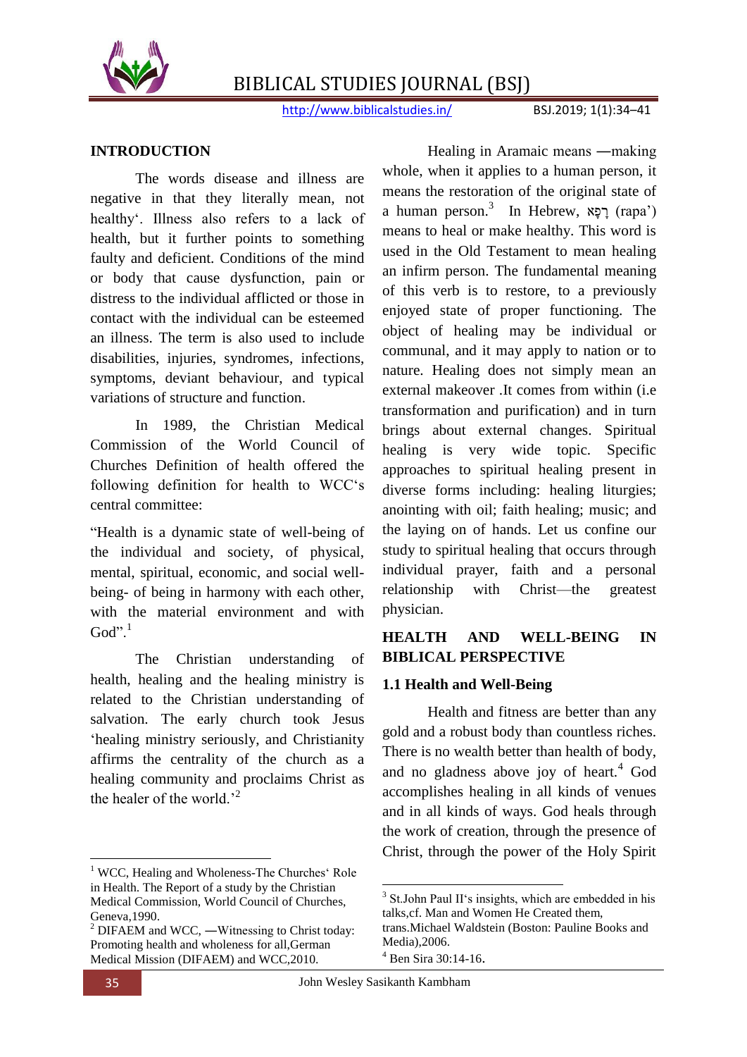## INTRODUCTION

The words disease and illness are negative in that they literally mean, not healthy'. Illness also refers to a lack of health, but it further points to something faulty and deficient. Conditions of the mind or body that cause dysfunction, pain or distress to the individual afflicted or those in contact with the individual can be esteemed an illness. The term is also used to include disabilities, injuries, syndromes, infections, symptoms, deviant behaviour, and typical variations of structure and function.

In 1989, the Christian Medical Commission of the World Council of Churches Definition of health offered the following definition for health to WCC's central committee:

"Health is a dynamic state of well-being of the individual and society, of physical, mental, spiritual, economic, and social well-being- of being in harmony with each other, with the material environment and with God".[1]

The Christian understanding of health, healing and the healing ministry is related to the Christian understanding of salvation. The early church took Jesus 'healing ministry seriously, and Christianity affirms the centrality of the church as a healing community and proclaims Christ as the healer of the world.'[2]

Healing in Aramaic means ―making whole, when it applies to a human person, it means the restoration of the original state of a human person.[3] In Hebrew, רָפָא (rapa') means to heal or make healthy. This word is used in the Old Testament to mean healing an infirm person. The fundamental meaning of this verb is to restore, to a previously enjoyed state of proper functioning. The object of healing may be individual or communal, and it may apply to nation or to nature. Healing does not simply mean an external makeover .It comes from within (i.e transformation and purification) and in turn brings about external changes. Spiritual healing is very wide topic. Specific approaches to spiritual healing present in diverse forms including: healing liturgies; anointing with oil; faith healing; music; and the laying on of hands. Let us confine our study to spiritual healing that occurs through individual prayer, faith and a personal relationship with Christ—the greatest physician.

## HEALTH AND WELL-BEING IN BIBLICAL PERSPECTIVE

### 1.1 Health and Well-Being

Health and fitness are better than any gold and a robust body than countless riches. There is no wealth better than health of body, and no gladness above joy of heart.[4] God accomplishes healing in all kinds of venues and in all kinds of ways. God heals through the work of creation, through the presence of Christ, through the power of the Holy Spirit

---

[1] WCC, Healing and Wholeness-The Churches' Role in Health. The Report of a study by the Christian Medical Commission, World Council of Churches, Geneva,1990.

[2] DIFAEM and WCC, ―Witnessing to Christ today: Promoting health and wholeness for all,German Medical Mission (DIFAEM) and WCC,2010.

[3] St.John Paul II's insights, which are embedded in his talks,cf. Man and Women He Created them, trans.Michael Waldstein (Boston: Pauline Books and Media),2006.

[4] Ben Sira 30:14-16.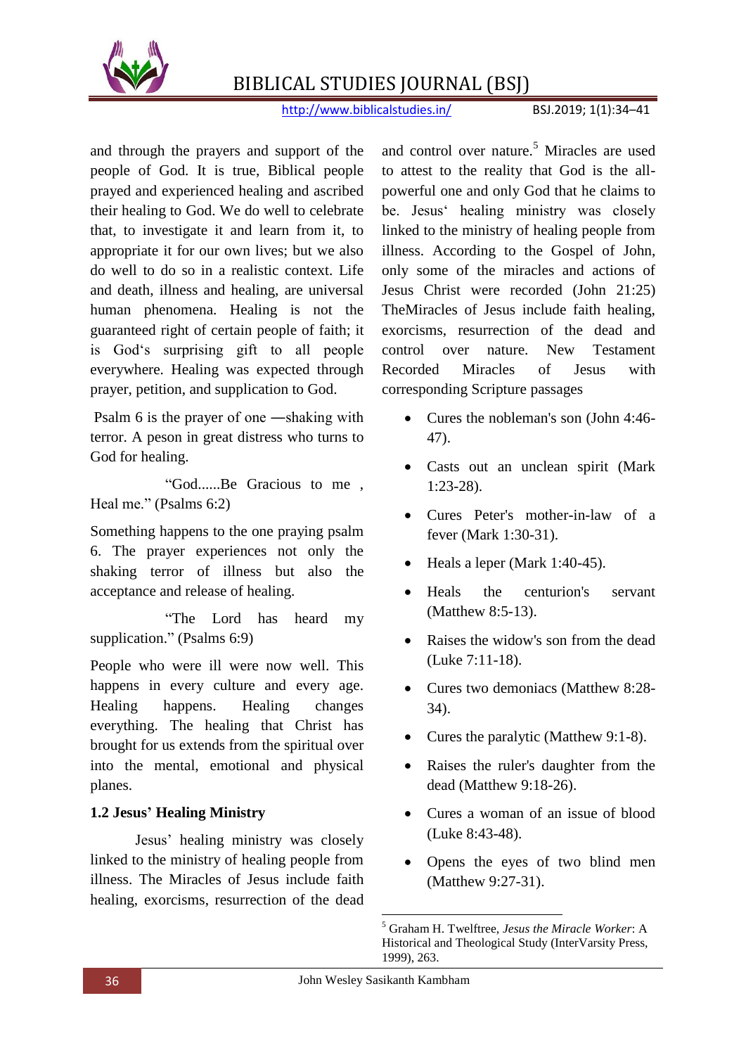and through the prayers and support of the people of God. It is true, Biblical people prayed and experienced healing and ascribed their healing to God. We do well to celebrate that, to investigate it and learn from it, to appropriate it for our own lives; but we also do well to do so in a realistic context. Life and death, illness and healing, are universal human phenomena. Healing is not the guaranteed right of certain people of faith; it is God‘s surprising gift to all people everywhere. Healing was expected through prayer, petition, and supplication to God.

Psalm 6 is the prayer of one ―shaking with terror. A peson in great distress who turns to God for healing.

"God......Be Gracious to me , Heal me." (Psalms 6:2)

Something happens to the one praying psalm 6. The prayer experiences not only the shaking terror of illness but also the acceptance and release of healing.

"The Lord has heard my supplication." (Psalms 6:9)

People who were ill were now well. This happens in every culture and every age. Healing happens. Healing changes everything. The healing that Christ has brought for us extends from the spiritual over into the mental, emotional and physical planes.

**1.2 Jesus' Healing Ministry**

Jesus' healing ministry was closely linked to the ministry of healing people from illness. The Miracles of Jesus include faith healing, exorcisms, resurrection of the dead and control over nature.[5] Miracles are used to attest to the reality that God is the all-powerful one and only God that he claims to be. Jesus‘ healing ministry was closely linked to the ministry of healing people from illness. According to the Gospel of John, only some of the miracles and actions of Jesus Christ were recorded (John 21:25) TheMiracles of Jesus include faith healing, exorcisms, resurrection of the dead and control over nature. New Testament Recorded Miracles of Jesus with corresponding Scripture passages

- Cures the nobleman's son (John 4:46-47).
- Casts out an unclean spirit (Mark 1:23-28).
- Cures Peter's mother-in-law of a fever (Mark 1:30-31).
- Heals a leper (Mark 1:40-45).
- Heals the centurion's servant (Matthew 8:5-13).
- Raises the widow's son from the dead (Luke 7:11-18).
- Cures two demoniacs (Matthew 8:28-34).
- Cures the paralytic (Matthew 9:1-8).
- Raises the ruler's daughter from the dead (Matthew 9:18-26).
- Cures a woman of an issue of blood (Luke 8:43-48).
- Opens the eyes of two blind men (Matthew 9:27-31).

---

[5] Graham H. Twelftree, *Jesus the Miracle Worker*: A Historical and Theological Study (InterVarsity Press, 1999), 263.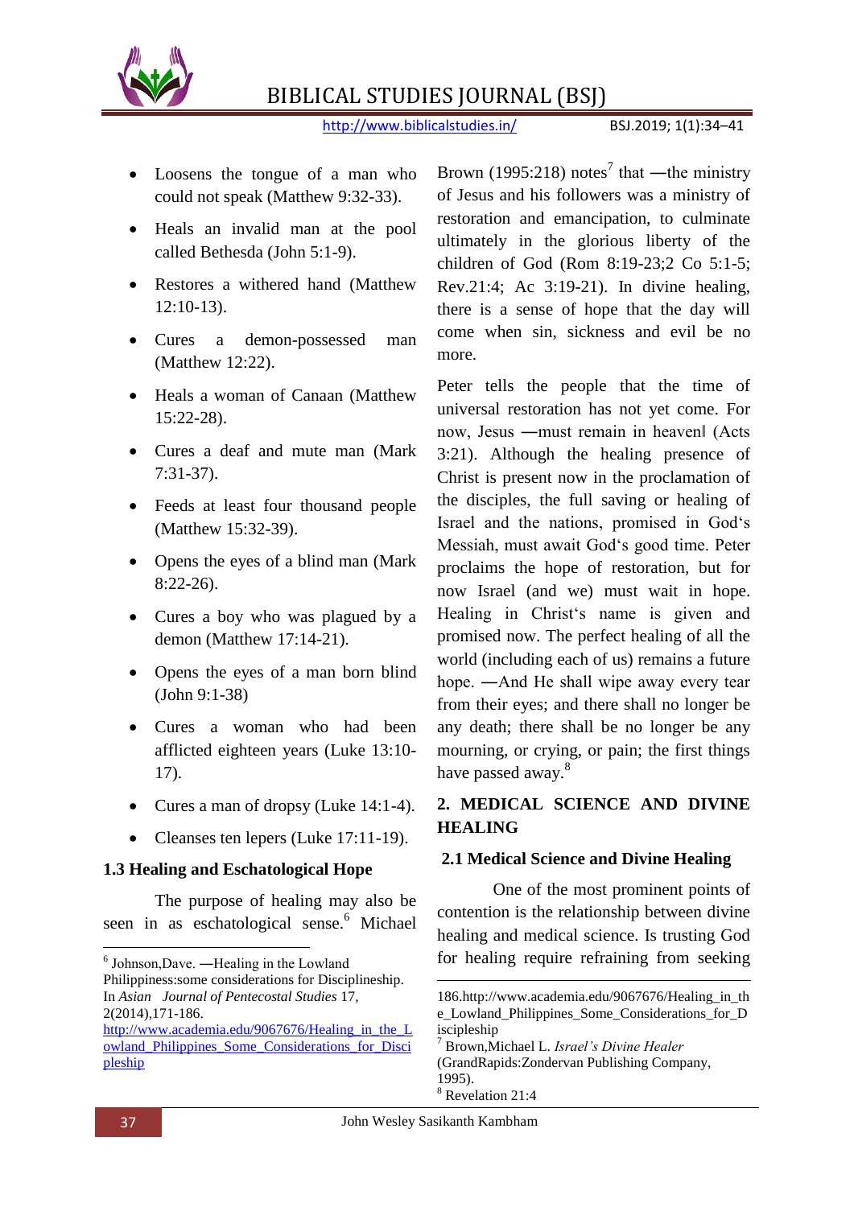- Loosens the tongue of a man who could not speak (Matthew 9:32-33).
- Heals an invalid man at the pool called Bethesda (John 5:1-9).
- Restores a withered hand (Matthew 12:10-13).
- Cures a demon-possessed man (Matthew 12:22).
- Heals a woman of Canaan (Matthew 15:22-28).
- Cures a deaf and mute man (Mark 7:31-37).
- Feeds at least four thousand people (Matthew 15:32-39).
- Opens the eyes of a blind man (Mark 8:22-26).
- Cures a boy who was plagued by a demon (Matthew 17:14-21).
- Opens the eyes of a man born blind (John 9:1-38)
- Cures a woman who had been afflicted eighteen years (Luke 13:10-17).
- Cures a man of dropsy (Luke 14:1-4).
- Cleanses ten lepers (Luke 17:11-19).

### 1.3 Healing and Eschatological Hope

The purpose of healing may also be seen in as eschatological sense.[6] Michael Brown (1995:218) notes[7] that ―the ministry of Jesus and his followers was a ministry of restoration and emancipation, to culminate ultimately in the glorious liberty of the children of God (Rom 8:19-23;2 Co 5:1-5; Rev.21:4; Ac 3:19-21). In divine healing, there is a sense of hope that the day will come when sin, sickness and evil be no more.

Peter tells the people that the time of universal restoration has not yet come. For now, Jesus ―must remain in heaven‖ (Acts 3:21). Although the healing presence of Christ is present now in the proclamation of the disciples, the full saving or healing of Israel and the nations, promised in God's Messiah, must await God's good time. Peter proclaims the hope of restoration, but for now Israel (and we) must wait in hope. Healing in Christ's name is given and promised now. The perfect healing of all the world (including each of us) remains a future hope. ―And He shall wipe away every tear from their eyes; and there shall no longer be any death; there shall be no longer be any mourning, or crying, or pain; the first things have passed away.[8]

## 2. MEDICAL SCIENCE AND DIVINE HEALING

### 2.1 Medical Science and Divine Healing

One of the most prominent points of contention is the relationship between divine healing and medical science. Is trusting God for healing require refraining from seeking

---

[6] Johnson,Dave. ―Healing in the Lowland Philippiness:some considerations for Discipleship. In *Asian Journal of Pentecostal Studies* 17, 2(2014),171-186. http://www.academia.edu/9067676/Healing_in_the_Lowland_Philippines_Some_Considerations_for_Discipleship

[7] Brown,Michael L. *Israel's Divine Healer* (GrandRapids:Zondervan Publishing Company, 1995).

[8] Revelation 21:4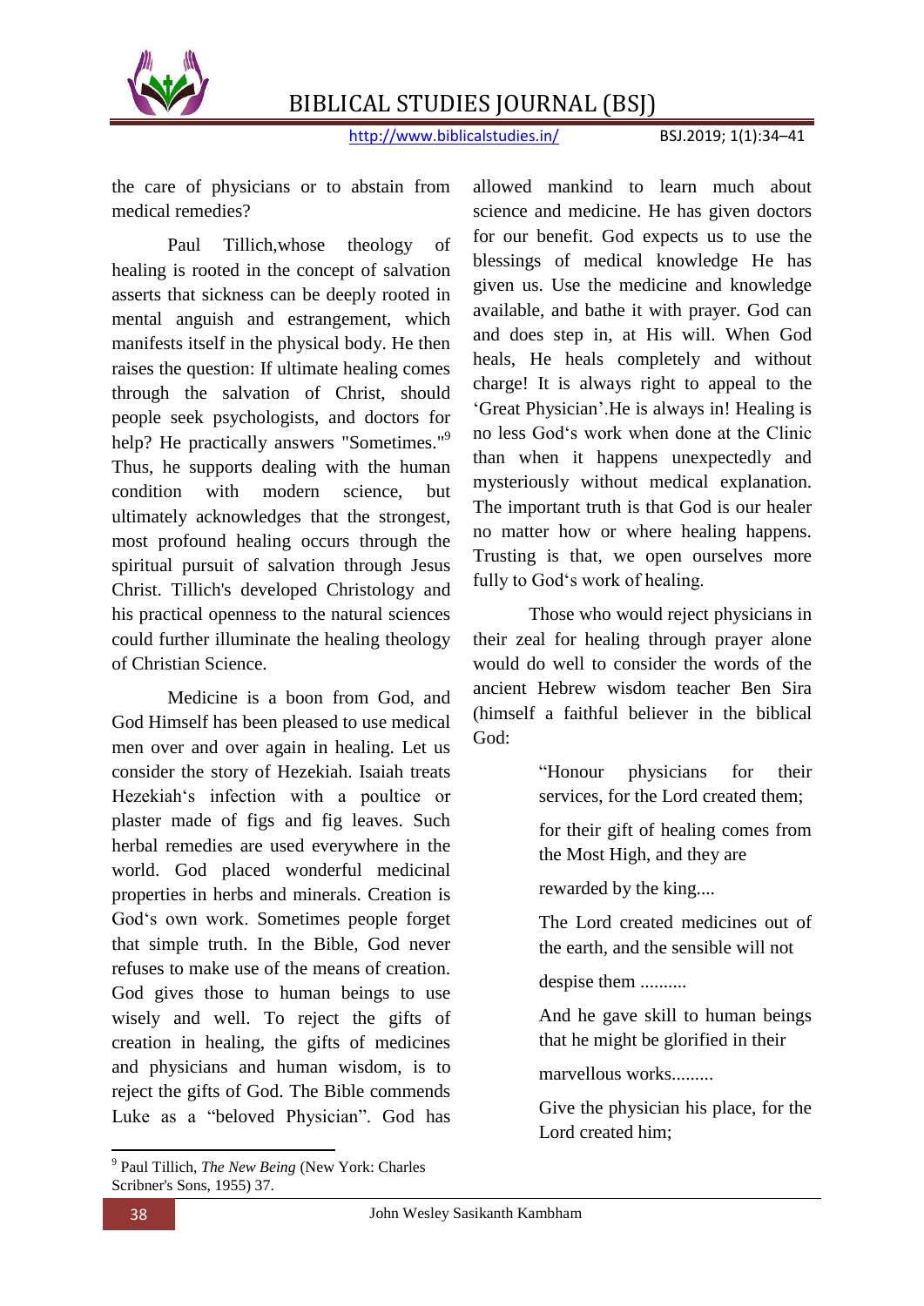the care of physicians or to abstain from medical remedies?

Paul Tillich,whose theology of healing is rooted in the concept of salvation asserts that sickness can be deeply rooted in mental anguish and estrangement, which manifests itself in the physical body. He then raises the question: If ultimate healing comes through the salvation of Christ, should people seek psychologists, and doctors for help? He practically answers "Sometimes."[9] Thus, he supports dealing with the human condition with modern science, but ultimately acknowledges that the strongest, most profound healing occurs through the spiritual pursuit of salvation through Jesus Christ. Tillich's developed Christology and his practical openness to the natural sciences could further illuminate the healing theology of Christian Science.

Medicine is a boon from God, and God Himself has been pleased to use medical men over and over again in healing. Let us consider the story of Hezekiah. Isaiah treats Hezekiah‘s infection with a poultice or plaster made of figs and fig leaves. Such herbal remedies are used everywhere in the world. God placed wonderful medicinal properties in herbs and minerals. Creation is God‘s own work. Sometimes people forget that simple truth. In the Bible, God never refuses to make use of the means of creation. God gives those to human beings to use wisely and well. To reject the gifts of creation in healing, the gifts of medicines and physicians and human wisdom, is to reject the gifts of God. The Bible commends Luke as a "beloved Physician". God has allowed mankind to learn much about science and medicine. He has given doctors for our benefit. God expects us to use the blessings of medical knowledge He has given us. Use the medicine and knowledge available, and bathe it with prayer. God can and does step in, at His will. When God heals, He heals completely and without charge! It is always right to appeal to the 'Great Physician'.He is always in! Healing is no less God‘s work when done at the Clinic than when it happens unexpectedly and mysteriously without medical explanation. The important truth is that God is our healer no matter how or where healing happens. Trusting is that, we open ourselves more fully to God‘s work of healing.

Those who would reject physicians in their zeal for healing through prayer alone would do well to consider the words of the ancient Hebrew wisdom teacher Ben Sira (himself a faithful believer in the biblical God:

> "Honour physicians for their services, for the Lord created them;
>
> for their gift of healing comes from the Most High, and they are
>
> rewarded by the king....
>
> The Lord created medicines out of the earth, and the sensible will not
>
> despise them ..........
>
> And he gave skill to human beings that he might be glorified in their
>
> marvellous works.........
>
> Give the physician his place, for the Lord created him;

---

[9] Paul Tillich, *The New Being* (New York: Charles Scribner's Sons, 1955) 37.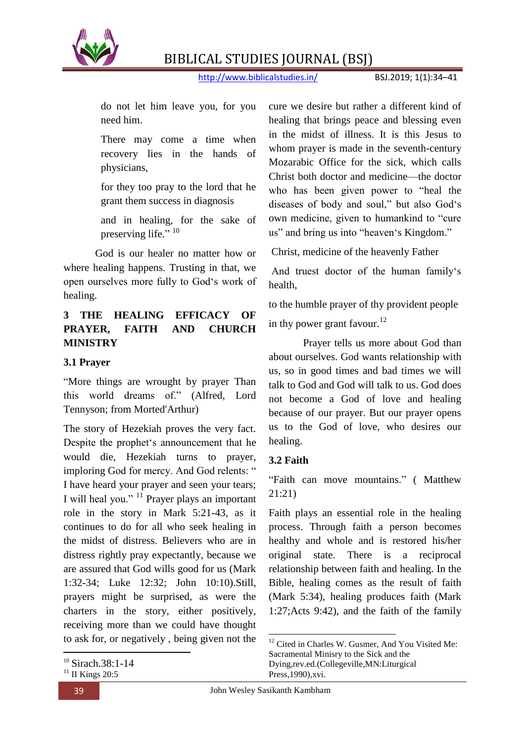do not let him leave you, for you need him.

There may come a time when recovery lies in the hands of physicians,

for they too pray to the lord that he grant them success in diagnosis

and in healing, for the sake of preserving life." [10]

God is our healer no matter how or where healing happens. Trusting in that, we open ourselves more fully to God‘s work of healing.

## 3 THE HEALING EFFICACY OF PRAYER, FAITH AND CHURCH MINISTRY

### 3.1 Prayer

"More things are wrought by prayer Than this world dreams of." (Alfred, Lord Tennyson; from Morted'Arthur)

The story of Hezekiah proves the very fact. Despite the prophet‘s announcement that he would die, Hezekiah turns to prayer, imploring God for mercy. And God relents: " I have heard your prayer and seen your tears; I will heal you." [11] Prayer plays an important role in the story in Mark 5:21-43, as it continues to do for all who seek healing in the midst of distress. Believers who are in distress rightly pray expectantly, because we are assured that God wills good for us (Mark 1:32-34; Luke 12:32; John 10:10).Still, prayers might be surprised, as were the charters in the story, either positively, receiving more than we could have thought to ask for, or negatively , being given not the cure we desire but rather a different kind of healing that brings peace and blessing even in the midst of illness. It is this Jesus to whom prayer is made in the seventh-century Mozarabic Office for the sick, which calls Christ both doctor and medicine—the doctor who has been given power to "heal the diseases of body and soul," but also God‘s own medicine, given to humankind to "cure us" and bring us into "heaven‘s Kingdom."

Christ, medicine of the heavenly Father

And truest doctor of the human family‘s health,

to the humble prayer of thy provident people

in thy power grant favour.[12]

Prayer tells us more about God than about ourselves. God wants relationship with us, so in good times and bad times we will talk to God and God will talk to us. God does not become a God of love and healing because of our prayer. But our prayer opens us to the God of love, who desires our healing.

### 3.2 Faith

"Faith can move mountains." ( Matthew 21:21)

Faith plays an essential role in the healing process. Through faith a person becomes healthy and whole and is restored his/her original state. There is a reciprocal relationship between faith and healing. In the Bible, healing comes as the result of faith (Mark 5:34), healing produces faith (Mark 1:27;Acts 9:42), and the faith of the family

---

[10] Sirach.38:1-14

[11] II Kings 20:5

[12] Cited in Charles W. Gusmer, And You Visited Me: Sacramental Minisry to the Sick and the Dying,rev.ed.(Collegeville,MN:Liturgical Press,1990),xvi.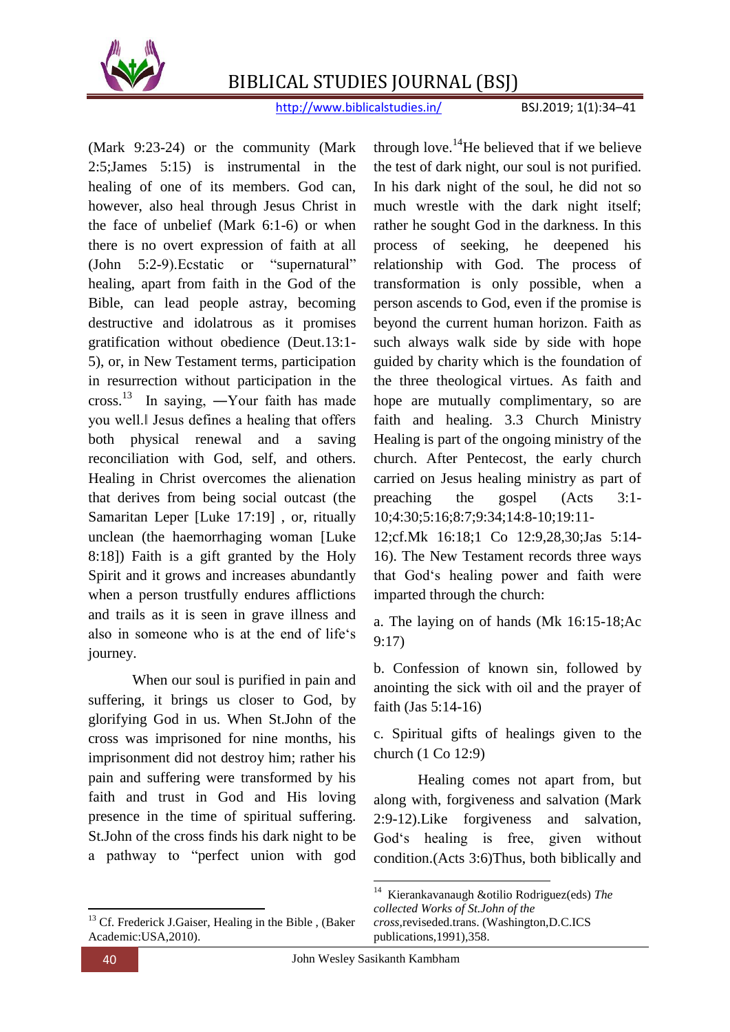(Mark 9:23-24) or the community (Mark 2:5;James 5:15) is instrumental in the healing of one of its members. God can, however, also heal through Jesus Christ in the face of unbelief (Mark 6:1-6) or when there is no overt expression of faith at all (John 5:2-9).Ecstatic or "supernatural" healing, apart from faith in the God of the Bible, can lead people astray, becoming destructive and idolatrous as it promises gratification without obedience (Deut.13:1-5), or, in New Testament terms, participation in resurrection without participation in the cross.[13] In saying, ―Your faith has made you well.‖ Jesus defines a healing that offers both physical renewal and a saving reconciliation with God, self, and others. Healing in Christ overcomes the alienation that derives from being social outcast (the Samaritan Leper [Luke 17:19] , or, ritually unclean (the haemorrhaging woman [Luke 8:18]) Faith is a gift granted by the Holy Spirit and it grows and increases abundantly when a person trustfully endures afflictions and trails as it is seen in grave illness and also in someone who is at the end of life‗s journey.

When our soul is purified in pain and suffering, it brings us closer to God, by glorifying God in us. When St.John of the cross was imprisoned for nine months, his imprisonment did not destroy him; rather his pain and suffering were transformed by his faith and trust in God and His loving presence in the time of spiritual suffering. St.John of the cross finds his dark night to be a pathway to "perfect union with god through love.[14]He believed that if we believe the test of dark night, our soul is not purified. In his dark night of the soul, he did not so much wrestle with the dark night itself; rather he sought God in the darkness. In this process of seeking, he deepened his relationship with God. The process of transformation is only possible, when a person ascends to God, even if the promise is beyond the current human horizon. Faith as such always walk side by side with hope guided by charity which is the foundation of the three theological virtues. As faith and hope are mutually complimentary, so are faith and healing. 3.3 Church Ministry Healing is part of the ongoing ministry of the church. After Pentecost, the early church carried on Jesus healing ministry as part of preaching the gospel (Acts 3:1-10;4:30;5:16;8:7;9:34;14:8-10;19:11-12;cf.Mk 16:18;1 Co 12:9,28,30;Jas 5:14-16). The New Testament records three ways that God‗s healing power and faith were imparted through the church:

a. The laying on of hands (Mk 16:15-18;Ac 9:17)

b. Confession of known sin, followed by anointing the sick with oil and the prayer of faith (Jas 5:14-16)

c. Spiritual gifts of healings given to the church (1 Co 12:9)

Healing comes not apart from, but along with, forgiveness and salvation (Mark 2:9-12).Like forgiveness and salvation, God‗s healing is free, given without condition.(Acts 3:6)Thus, both biblically and

---

[13] Cf. Frederick J.Gaiser, Healing in the Bible , (Baker Academic:USA,2010).

[14] Kierankavanaugh &otilio Rodriguez(eds) *The collected Works of St.John of the cross*,reviseded.trans. (Washington,D.C.ICS publications,1991),358.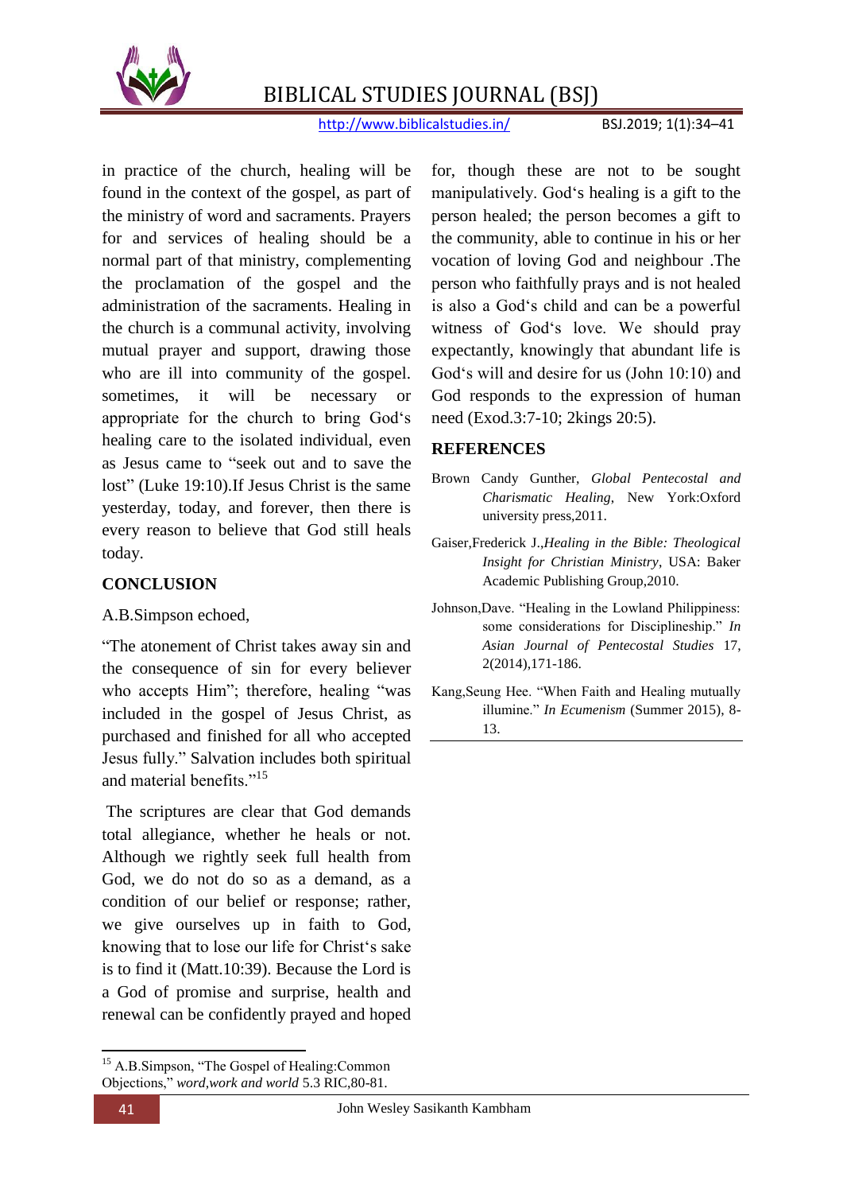in practice of the church, healing will be found in the context of the gospel, as part of the ministry of word and sacraments. Prayers for and services of healing should be a normal part of that ministry, complementing the proclamation of the gospel and the administration of the sacraments. Healing in the church is a communal activity, involving mutual prayer and support, drawing those who are ill into community of the gospel. sometimes, it will be necessary or appropriate for the church to bring God's healing care to the isolated individual, even as Jesus came to "seek out and to save the lost" (Luke 19:10).If Jesus Christ is the same yesterday, today, and forever, then there is every reason to believe that God still heals today.

## CONCLUSION

A.B.Simpson echoed,

"The atonement of Christ takes away sin and the consequence of sin for every believer who accepts Him"; therefore, healing "was included in the gospel of Jesus Christ, as purchased and finished for all who accepted Jesus fully." Salvation includes both spiritual and material benefits."[15]

The scriptures are clear that God demands total allegiance, whether he heals or not. Although we rightly seek full health from God, we do not do so as a demand, as a condition of our belief or response; rather, we give ourselves up in faith to God, knowing that to lose our life for Christ's sake is to find it (Matt.10:39). Because the Lord is a God of promise and surprise, health and renewal can be confidently prayed and hoped for, though these are not to be sought manipulatively. God's healing is a gift to the person healed; the person becomes a gift to the community, able to continue in his or her vocation of loving God and neighbour .The person who faithfully prays and is not healed is also a God's child and can be a powerful witness of God's love. We should pray expectantly, knowingly that abundant life is God's will and desire for us (John 10:10) and God responds to the expression of human need (Exod.3:7-10; 2kings 20:5).

## REFERENCES

Brown Candy Gunther, *Global Pentecostal and Charismatic Healing*, New York:Oxford university press,2011.

Gaiser,Frederick J.,*Healing in the Bible: Theological Insight for Christian Ministry*, USA: Baker Academic Publishing Group,2010.

Johnson,Dave. "Healing in the Lowland Philippiness: some considerations for Discipleship." *In Asian Journal of Pentecostal Studies* 17, 2(2014),171-186.

Kang,Seung Hee. "When Faith and Healing mutually illumine." *In Ecumenism* (Summer 2015), 8-13.

---

[15] A.B.Simpson, "The Gospel of Healing:Common Objections," *word,work and world* 5.3 RIC,80-81.